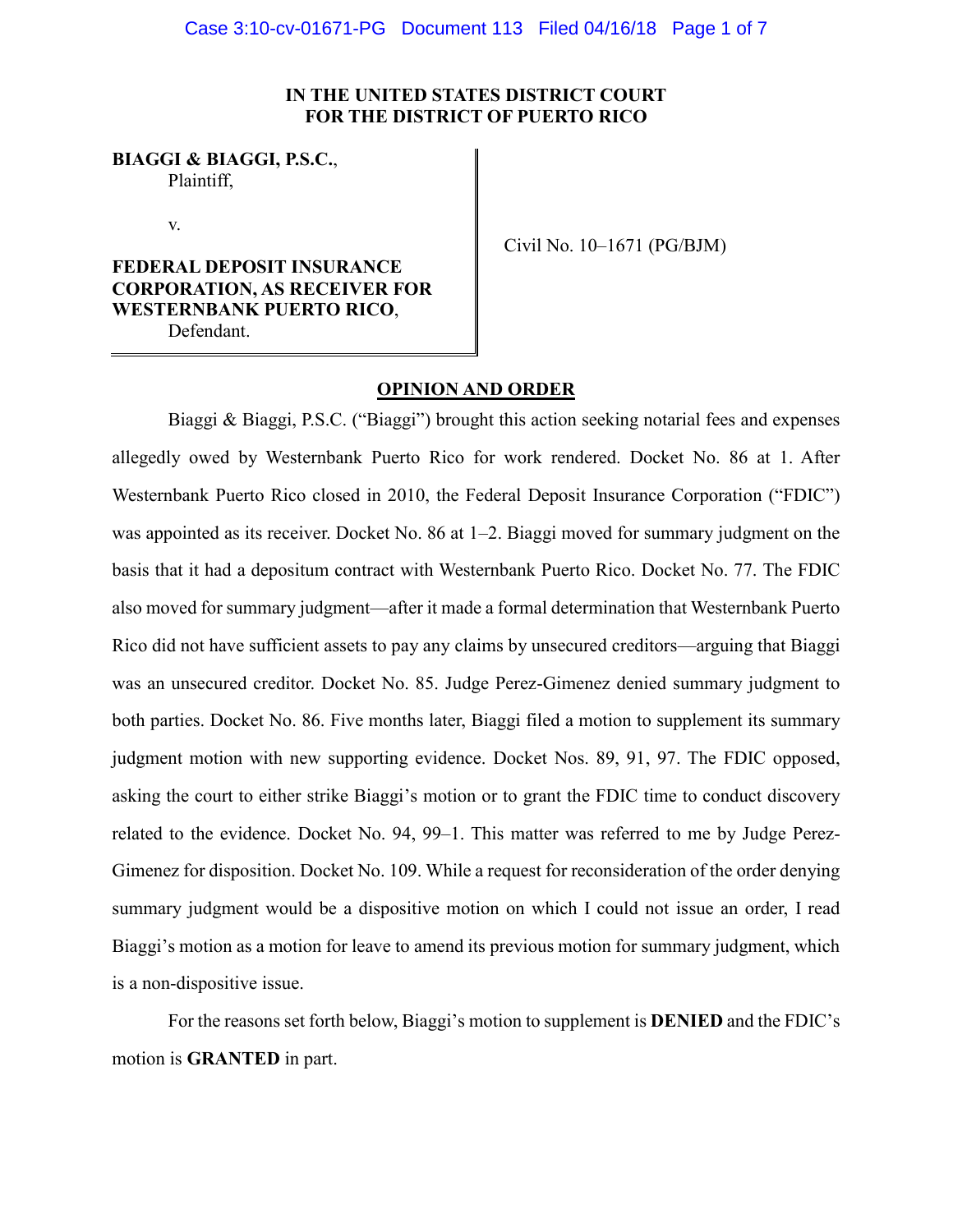**IN THE UNITED STATES DISTRICT COURT**
**FOR THE DISTRICT OF PUERTO RICO**

**BIAGGI & BIAGGI, P.S.C.**,
Plaintiff,

v.

**FEDERAL DEPOSIT INSURANCE CORPORATION, AS RECEIVER FOR WESTERNBANK PUERTO RICO**,
Defendant.

Civil No. 10–1671 (PG/BJM)

## OPINION AND ORDER

Biaggi & Biaggi, P.S.C. ("Biaggi") brought this action seeking notarial fees and expenses allegedly owed by Westernbank Puerto Rico for work rendered. Docket No. 86 at 1. After Westernbank Puerto Rico closed in 2010, the Federal Deposit Insurance Corporation ("FDIC") was appointed as its receiver. Docket No. 86 at 1–2. Biaggi moved for summary judgment on the basis that it had a depositum contract with Westernbank Puerto Rico. Docket No. 77. The FDIC also moved for summary judgment—after it made a formal determination that Westernbank Puerto Rico did not have sufficient assets to pay any claims by unsecured creditors—arguing that Biaggi was an unsecured creditor. Docket No. 85. Judge Perez-Gimenez denied summary judgment to both parties. Docket No. 86. Five months later, Biaggi filed a motion to supplement its summary judgment motion with new supporting evidence. Docket Nos. 89, 91, 97. The FDIC opposed, asking the court to either strike Biaggi's motion or to grant the FDIC time to conduct discovery related to the evidence. Docket No. 94, 99–1. This matter was referred to me by Judge Perez-Gimenez for disposition. Docket No. 109. While a request for reconsideration of the order denying summary judgment would be a dispositive motion on which I could not issue an order, I read Biaggi's motion as a motion for leave to amend its previous motion for summary judgment, which is a non-dispositive issue.

For the reasons set forth below, Biaggi's motion to supplement is **DENIED** and the FDIC's motion is **GRANTED** in part.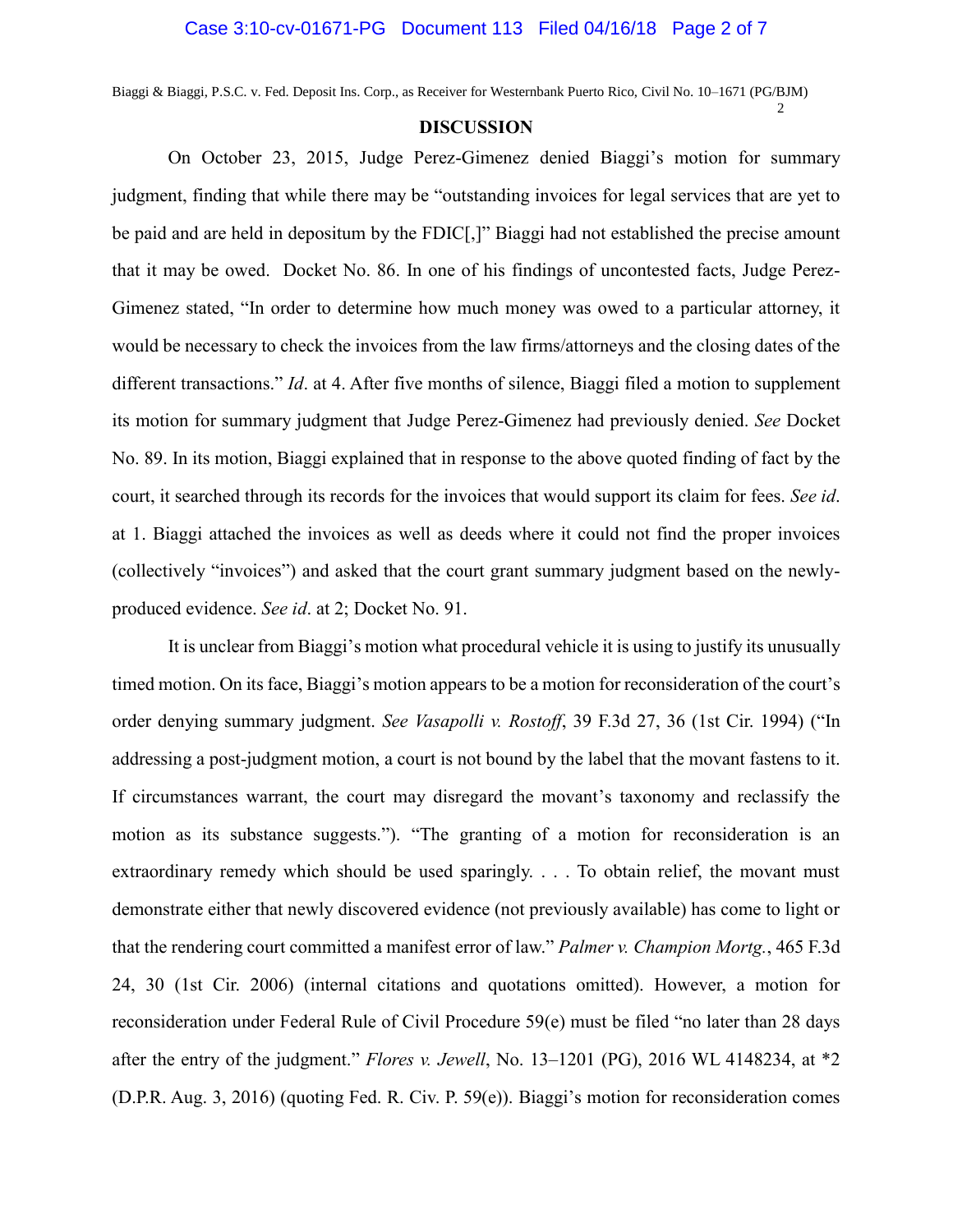## DISCUSSION

On October 23, 2015, Judge Perez-Gimenez denied Biaggi's motion for summary judgment, finding that while there may be "outstanding invoices for legal services that are yet to be paid and are held in depositum by the FDIC[,]" Biaggi had not established the precise amount that it may be owed. Docket No. 86. In one of his findings of uncontested facts, Judge Perez-Gimenez stated, "In order to determine how much money was owed to a particular attorney, it would be necessary to check the invoices from the law firms/attorneys and the closing dates of the different transactions." *Id*. at 4. After five months of silence, Biaggi filed a motion to supplement its motion for summary judgment that Judge Perez-Gimenez had previously denied. *See* Docket No. 89. In its motion, Biaggi explained that in response to the above quoted finding of fact by the court, it searched through its records for the invoices that would support its claim for fees. *See id*. at 1. Biaggi attached the invoices as well as deeds where it could not find the proper invoices (collectively "invoices") and asked that the court grant summary judgment based on the newly-produced evidence. *See id*. at 2; Docket No. 91.

It is unclear from Biaggi's motion what procedural vehicle it is using to justify its unusually timed motion. On its face, Biaggi's motion appears to be a motion for reconsideration of the court's order denying summary judgment. *See Vasapolli v. Rostoff*, 39 F.3d 27, 36 (1st Cir. 1994) ("In addressing a post-judgment motion, a court is not bound by the label that the movant fastens to it. If circumstances warrant, the court may disregard the movant's taxonomy and reclassify the motion as its substance suggests."). "The granting of a motion for reconsideration is an extraordinary remedy which should be used sparingly. . . . To obtain relief, the movant must demonstrate either that newly discovered evidence (not previously available) has come to light or that the rendering court committed a manifest error of law." *Palmer v. Champion Mortg.*, 465 F.3d 24, 30 (1st Cir. 2006) (internal citations and quotations omitted). However, a motion for reconsideration under Federal Rule of Civil Procedure 59(e) must be filed "no later than 28 days after the entry of the judgment." *Flores v. Jewell*, No. 13–1201 (PG), 2016 WL 4148234, at *2 (D.P.R. Aug. 3, 2016) (quoting Fed. R. Civ. P. 59(e)). Biaggi's motion for reconsideration comes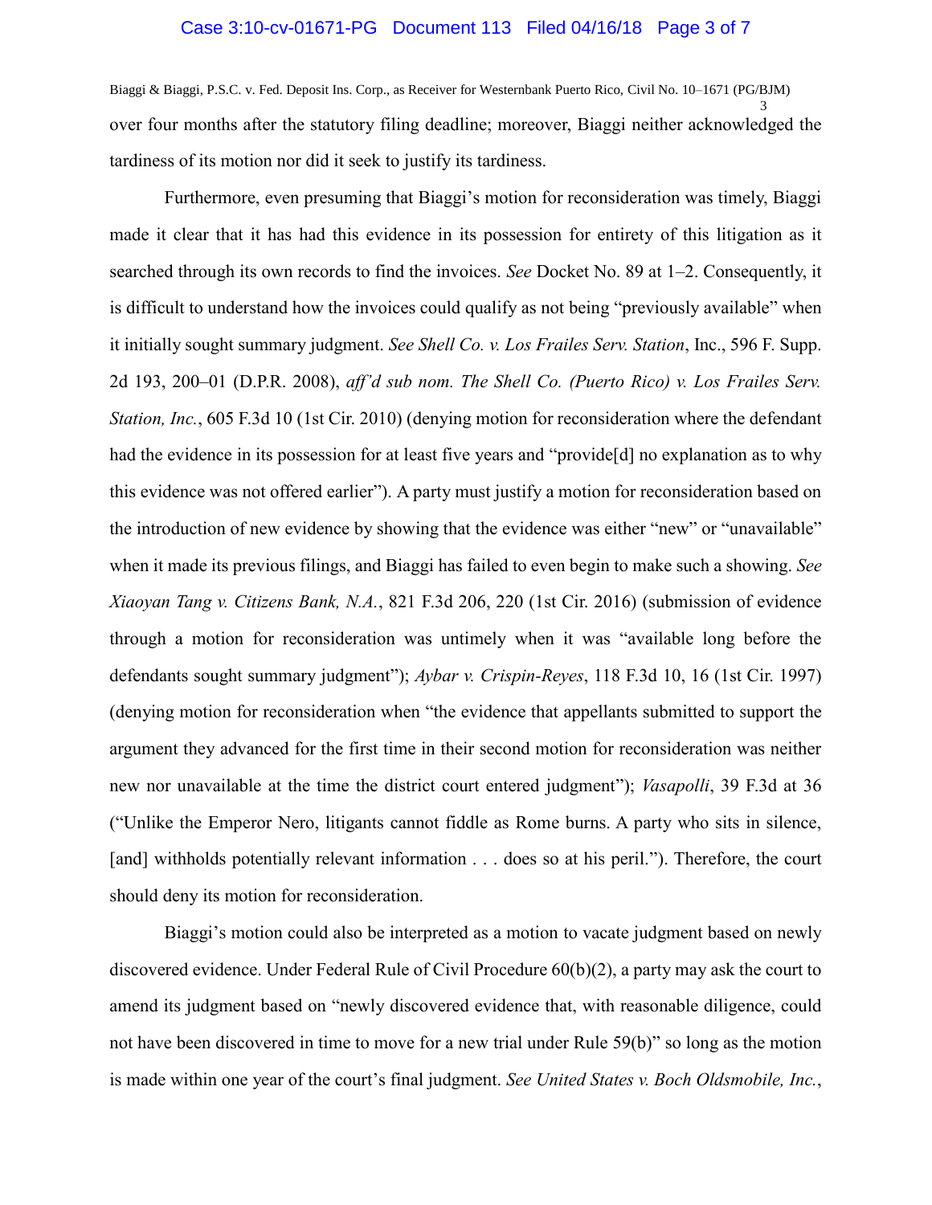over four months after the statutory filing deadline; moreover, Biaggi neither acknowledged the tardiness of its motion nor did it seek to justify its tardiness.

Furthermore, even presuming that Biaggi's motion for reconsideration was timely, Biaggi made it clear that it has had this evidence in its possession for entirety of this litigation as it searched through its own records to find the invoices. *See* Docket No. 89 at 1–2. Consequently, it is difficult to understand how the invoices could qualify as not being "previously available" when it initially sought summary judgment. *See Shell Co. v. Los Frailes Serv. Station*, Inc., 596 F. Supp. 2d 193, 200–01 (D.P.R. 2008), *aff'd sub nom. The Shell Co. (Puerto Rico) v. Los Frailes Serv. Station, Inc.*, 605 F.3d 10 (1st Cir. 2010) (denying motion for reconsideration where the defendant had the evidence in its possession for at least five years and "provide[d] no explanation as to why this evidence was not offered earlier"). A party must justify a motion for reconsideration based on the introduction of new evidence by showing that the evidence was either "new" or "unavailable" when it made its previous filings, and Biaggi has failed to even begin to make such a showing. *See Xiaoyan Tang v. Citizens Bank, N.A.*, 821 F.3d 206, 220 (1st Cir. 2016) (submission of evidence through a motion for reconsideration was untimely when it was "available long before the defendants sought summary judgment"); *Aybar v. Crispin-Reyes*, 118 F.3d 10, 16 (1st Cir. 1997) (denying motion for reconsideration when "the evidence that appellants submitted to support the argument they advanced for the first time in their second motion for reconsideration was neither new nor unavailable at the time the district court entered judgment"); *Vasapolli*, 39 F.3d at 36 ("Unlike the Emperor Nero, litigants cannot fiddle as Rome burns. A party who sits in silence, [and] withholds potentially relevant information . . . does so at his peril."). Therefore, the court should deny its motion for reconsideration.

Biaggi's motion could also be interpreted as a motion to vacate judgment based on newly discovered evidence. Under Federal Rule of Civil Procedure 60(b)(2), a party may ask the court to amend its judgment based on "newly discovered evidence that, with reasonable diligence, could not have been discovered in time to move for a new trial under Rule 59(b)" so long as the motion is made within one year of the court's final judgment. *See United States v. Boch Oldsmobile, Inc.*,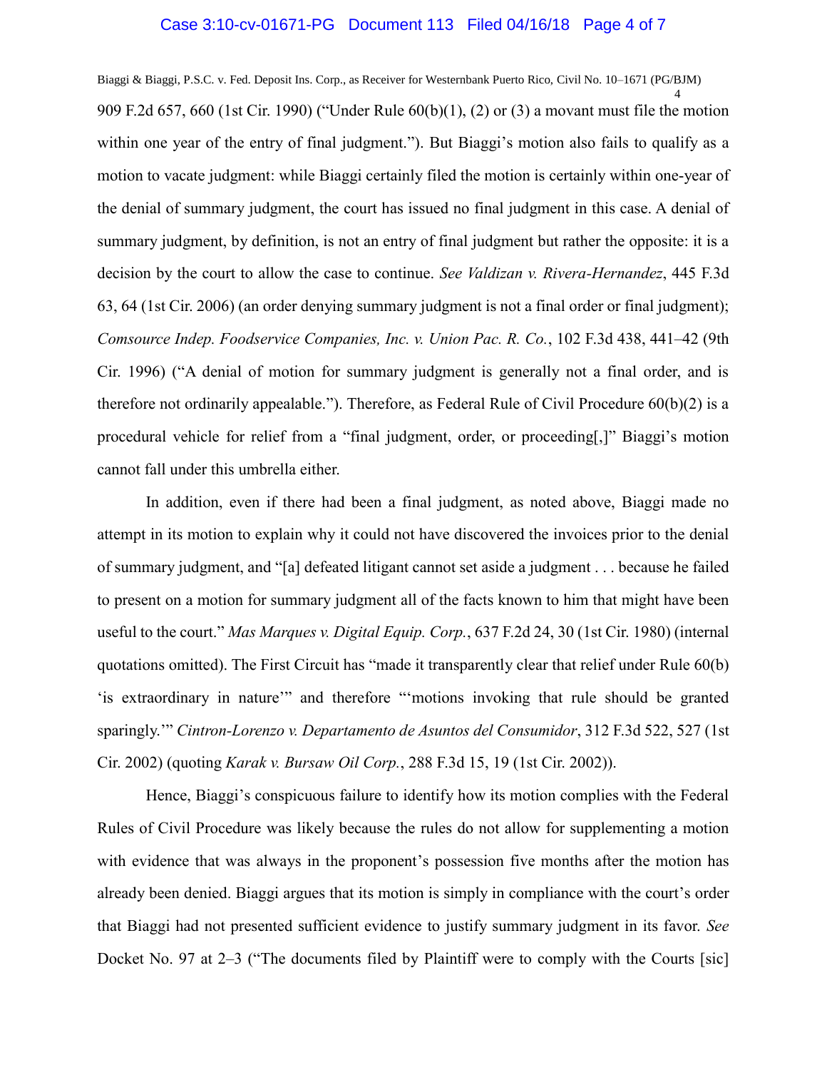909 F.2d 657, 660 (1st Cir. 1990) ("Under Rule 60(b)(1), (2) or (3) a movant must file the motion within one year of the entry of final judgment."). But Biaggi's motion also fails to qualify as a motion to vacate judgment: while Biaggi certainly filed the motion is certainly within one-year of the denial of summary judgment, the court has issued no final judgment in this case. A denial of summary judgment, by definition, is not an entry of final judgment but rather the opposite: it is a decision by the court to allow the case to continue. *See Valdizan v. Rivera-Hernandez*, 445 F.3d 63, 64 (1st Cir. 2006) (an order denying summary judgment is not a final order or final judgment); *Comsource Indep. Foodservice Companies, Inc. v. Union Pac. R. Co.*, 102 F.3d 438, 441–42 (9th Cir. 1996) ("A denial of motion for summary judgment is generally not a final order, and is therefore not ordinarily appealable."). Therefore, as Federal Rule of Civil Procedure 60(b)(2) is a procedural vehicle for relief from a "final judgment, order, or proceeding[,]" Biaggi's motion cannot fall under this umbrella either.

In addition, even if there had been a final judgment, as noted above, Biaggi made no attempt in its motion to explain why it could not have discovered the invoices prior to the denial of summary judgment, and "[a] defeated litigant cannot set aside a judgment . . . because he failed to present on a motion for summary judgment all of the facts known to him that might have been useful to the court." *Mas Marques v. Digital Equip. Corp.*, 637 F.2d 24, 30 (1st Cir. 1980) (internal quotations omitted). The First Circuit has "made it transparently clear that relief under Rule 60(b) 'is extraordinary in nature'" and therefore "'motions invoking that rule should be granted sparingly.'" *Cintron-Lorenzo v. Departamento de Asuntos del Consumidor*, 312 F.3d 522, 527 (1st Cir. 2002) (quoting *Karak v. Bursaw Oil Corp.*, 288 F.3d 15, 19 (1st Cir. 2002)).

Hence, Biaggi's conspicuous failure to identify how its motion complies with the Federal Rules of Civil Procedure was likely because the rules do not allow for supplementing a motion with evidence that was always in the proponent's possession five months after the motion has already been denied. Biaggi argues that its motion is simply in compliance with the court's order that Biaggi had not presented sufficient evidence to justify summary judgment in its favor. *See* Docket No. 97 at 2–3 ("The documents filed by Plaintiff were to comply with the Courts [sic]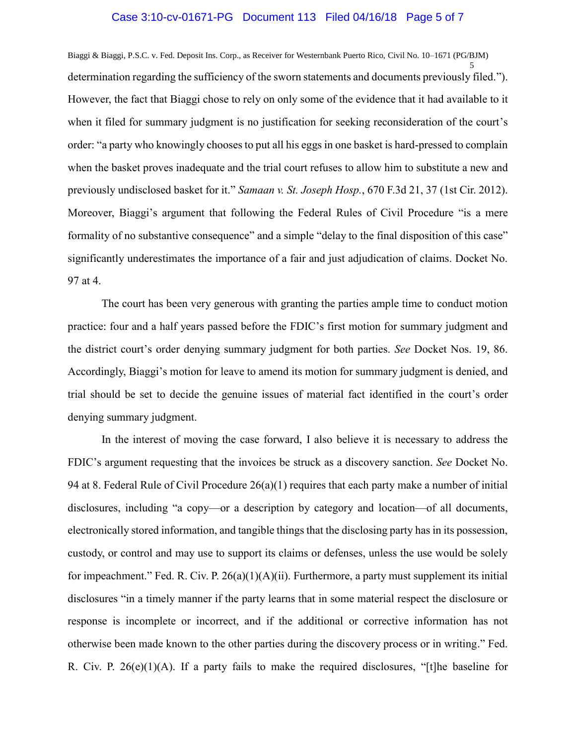determination regarding the sufficiency of the sworn statements and documents previously filed."). However, the fact that Biaggi chose to rely on only some of the evidence that it had available to it when it filed for summary judgment is no justification for seeking reconsideration of the court's order: "a party who knowingly chooses to put all his eggs in one basket is hard-pressed to complain when the basket proves inadequate and the trial court refuses to allow him to substitute a new and previously undisclosed basket for it." *Samaan v. St. Joseph Hosp.*, 670 F.3d 21, 37 (1st Cir. 2012). Moreover, Biaggi's argument that following the Federal Rules of Civil Procedure "is a mere formality of no substantive consequence" and a simple "delay to the final disposition of this case" significantly underestimates the importance of a fair and just adjudication of claims. Docket No. 97 at 4.

The court has been very generous with granting the parties ample time to conduct motion practice: four and a half years passed before the FDIC's first motion for summary judgment and the district court's order denying summary judgment for both parties. *See* Docket Nos. 19, 86. Accordingly, Biaggi's motion for leave to amend its motion for summary judgment is denied, and trial should be set to decide the genuine issues of material fact identified in the court's order denying summary judgment.

In the interest of moving the case forward, I also believe it is necessary to address the FDIC's argument requesting that the invoices be struck as a discovery sanction. *See* Docket No. 94 at 8. Federal Rule of Civil Procedure 26(a)(1) requires that each party make a number of initial disclosures, including "a copy—or a description by category and location—of all documents, electronically stored information, and tangible things that the disclosing party has in its possession, custody, or control and may use to support its claims or defenses, unless the use would be solely for impeachment." Fed. R. Civ. P. 26(a)(1)(A)(ii). Furthermore, a party must supplement its initial disclosures "in a timely manner if the party learns that in some material respect the disclosure or response is incomplete or incorrect, and if the additional or corrective information has not otherwise been made known to the other parties during the discovery process or in writing." Fed. R. Civ. P. 26(e)(1)(A). If a party fails to make the required disclosures, "[t]he baseline for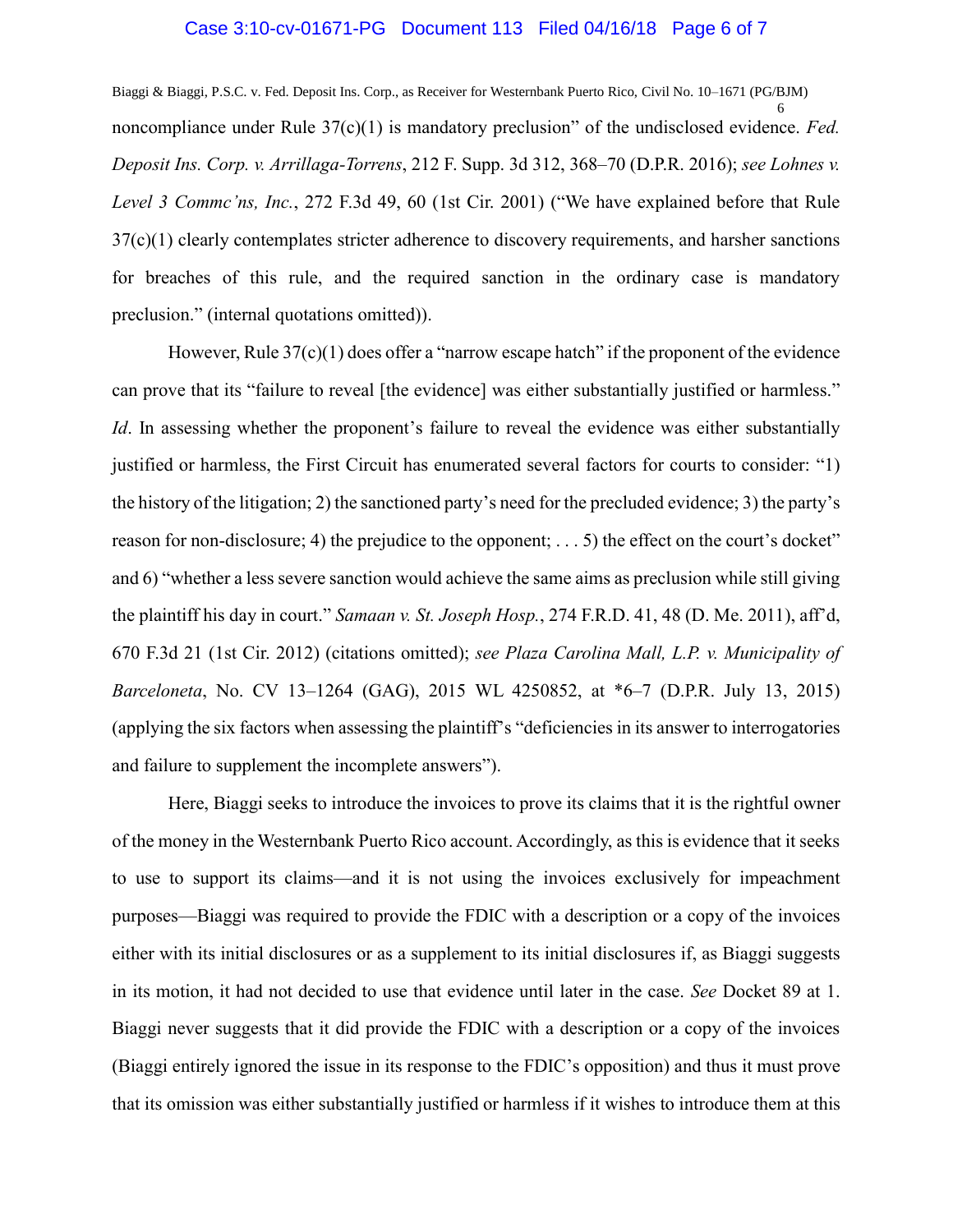noncompliance under Rule 37(c)(1) is mandatory preclusion" of the undisclosed evidence. *Fed. Deposit Ins. Corp. v. Arrillaga-Torrens*, 212 F. Supp. 3d 312, 368–70 (D.P.R. 2016); *see Lohnes v. Level 3 Commc'ns, Inc.*, 272 F.3d 49, 60 (1st Cir. 2001) ("We have explained before that Rule 37(c)(1) clearly contemplates stricter adherence to discovery requirements, and harsher sanctions for breaches of this rule, and the required sanction in the ordinary case is mandatory preclusion." (internal quotations omitted)).

However, Rule 37(c)(1) does offer a "narrow escape hatch" if the proponent of the evidence can prove that its "failure to reveal [the evidence] was either substantially justified or harmless." *Id*. In assessing whether the proponent's failure to reveal the evidence was either substantially justified or harmless, the First Circuit has enumerated several factors for courts to consider: "1) the history of the litigation; 2) the sanctioned party's need for the precluded evidence; 3) the party's reason for non-disclosure; 4) the prejudice to the opponent; . . . 5) the effect on the court's docket" and 6) "whether a less severe sanction would achieve the same aims as preclusion while still giving the plaintiff his day in court." *Samaan v. St. Joseph Hosp.*, 274 F.R.D. 41, 48 (D. Me. 2011), aff'd, 670 F.3d 21 (1st Cir. 2012) (citations omitted); *see Plaza Carolina Mall, L.P. v. Municipality of Barceloneta*, No. CV 13–1264 (GAG), 2015 WL 4250852, at *6–7 (D.P.R. July 13, 2015) (applying the six factors when assessing the plaintiff's "deficiencies in its answer to interrogatories and failure to supplement the incomplete answers").

Here, Biaggi seeks to introduce the invoices to prove its claims that it is the rightful owner of the money in the Westernbank Puerto Rico account. Accordingly, as this is evidence that it seeks to use to support its claims—and it is not using the invoices exclusively for impeachment purposes—Biaggi was required to provide the FDIC with a description or a copy of the invoices either with its initial disclosures or as a supplement to its initial disclosures if, as Biaggi suggests in its motion, it had not decided to use that evidence until later in the case. *See* Docket 89 at 1. Biaggi never suggests that it did provide the FDIC with a description or a copy of the invoices (Biaggi entirely ignored the issue in its response to the FDIC's opposition) and thus it must prove that its omission was either substantially justified or harmless if it wishes to introduce them at this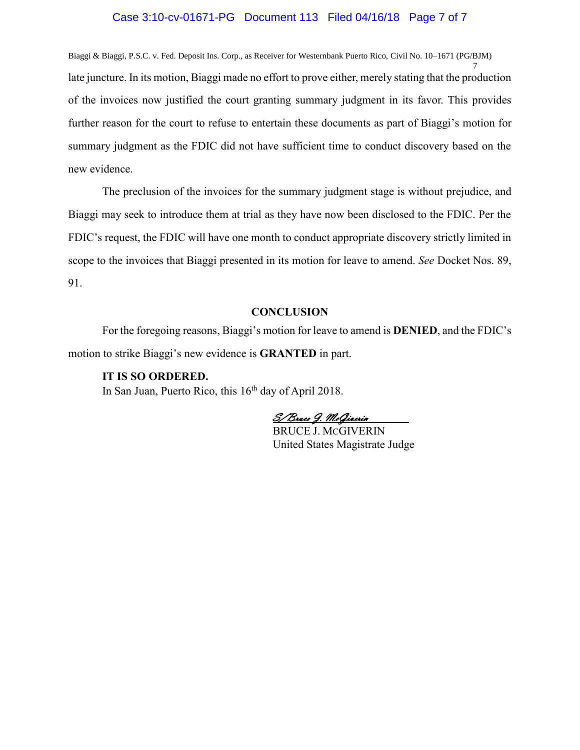late juncture. In its motion, Biaggi made no effort to prove either, merely stating that the production of the invoices now justified the court granting summary judgment in its favor. This provides further reason for the court to refuse to entertain these documents as part of Biaggi's motion for summary judgment as the FDIC did not have sufficient time to conduct discovery based on the new evidence.

The preclusion of the invoices for the summary judgment stage is without prejudice, and Biaggi may seek to introduce them at trial as they have now been disclosed to the FDIC. Per the FDIC's request, the FDIC will have one month to conduct appropriate discovery strictly limited in scope to the invoices that Biaggi presented in its motion for leave to amend. *See* Docket Nos. 89, 91.

## CONCLUSION

For the foregoing reasons, Biaggi's motion for leave to amend is **DENIED**, and the FDIC's motion to strike Biaggi's new evidence is **GRANTED** in part.

**IT IS SO ORDERED.**

In San Juan, Puerto Rico, this 16th day of April 2018.

S/Bruce J. McGiverin
BRUCE J. MCGIVERIN
United States Magistrate Judge